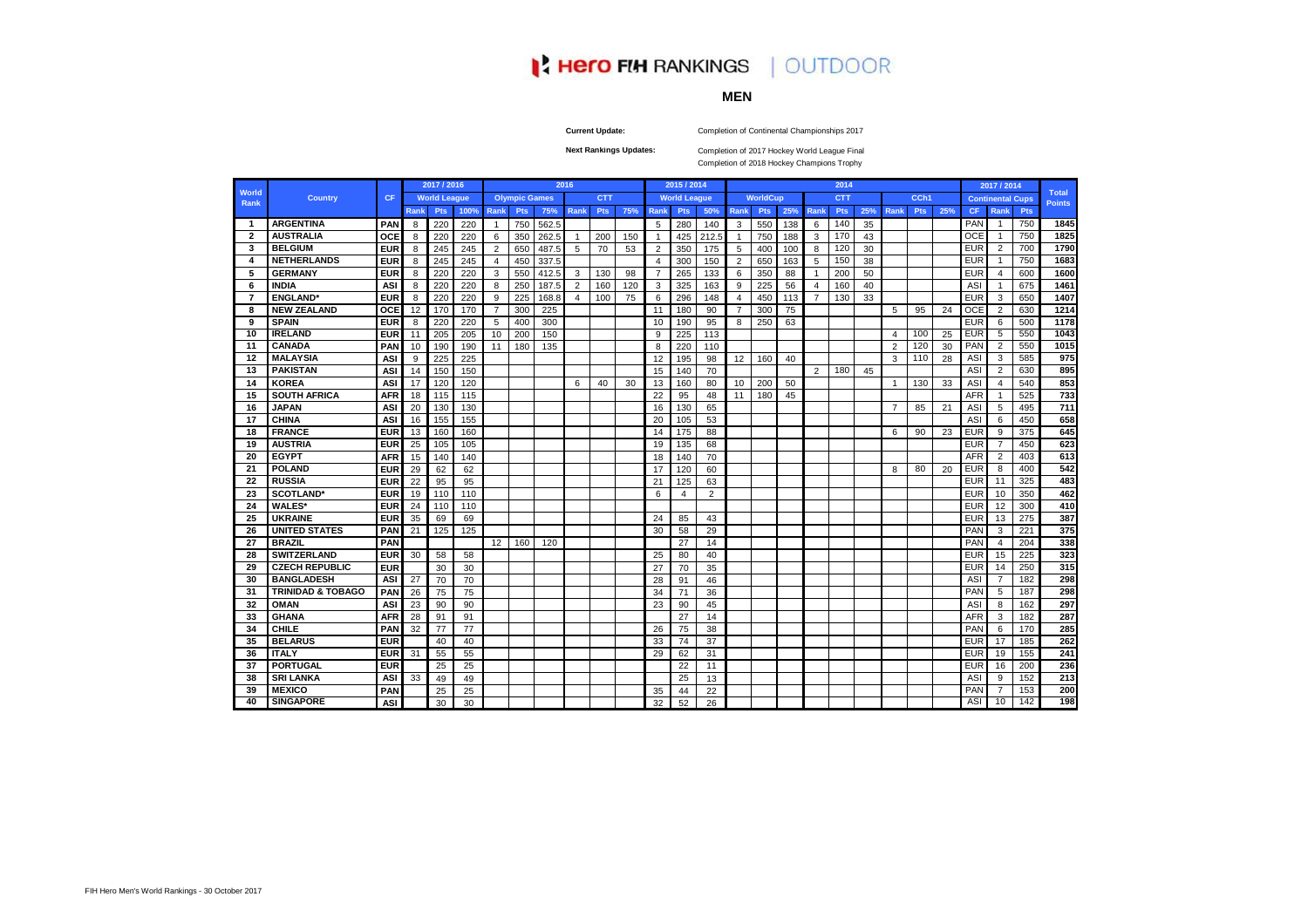# Hero FIH RANKINGS | OUTDOOR

## MEN

**Current Update:** Completion of Continental Championships 2017

**Next Rankings Updates:** Completion of 2017 Hockey World League Final
Completion of 2018 Hockey Champions Trophy

| World Rank | Country | CF | 2017 / 2016 | | | 2016 | | | | | | 2015 / 2014 | | | 2014 | | | | | | | | | 2017 / 2014 | | | Total Points |
|---|---|---|---|---|---|---|---|---|---|---|---|---|---|---|---|---|---|---|---|---|---|---|---|---|---|---|---|
| | | | World League | | | Olympic Games | | | CTT | | | World League | | | WorldCup | | | CTT | | | CCh1 | | | Continental Cups | | | |
| | | | Rank | Pts | 100% | Rank | Pts | 75% | Rank | Pts | 75% | Rank | Pts | 50% | Rank | Pts | 25% | Rank | Pts | 25% | Rank | Pts | 25% | CF | Rank | Pts | |
| 1 | ARGENTINA | PAN | 8 | 220 | 220 | 1 | 750 | 562.5 | | | | 5 | 280 | 140 | 3 | 550 | 138 | 6 | 140 | 35 | | | | PAN | 1 | 750 | 1845 |
| 2 | AUSTRALIA | OCE | 8 | 220 | 220 | 6 | 350 | 262.5 | 1 | 200 | 150 | 1 | 425 | 212.5 | 1 | 750 | 188 | 3 | 170 | 43 | | | | OCE | 1 | 750 | 1825 |
| 3 | BELGIUM | EUR | 8 | 245 | 245 | 2 | 650 | 487.5 | 5 | 70 | 53 | 2 | 350 | 175 | 5 | 400 | 100 | 8 | 120 | 30 | | | | EUR | 2 | 700 | 1790 |
| 4 | NETHERLANDS | EUR | 8 | 245 | 245 | 4 | 450 | 337.5 | | | | 4 | 300 | 150 | 2 | 650 | 163 | 5 | 150 | 38 | | | | EUR | 1 | 750 | 1683 |
| 5 | GERMANY | EUR | 8 | 220 | 220 | 3 | 550 | 412.5 | 3 | 130 | 98 | 7 | 265 | 133 | 6 | 350 | 88 | 1 | 200 | 50 | | | | EUR | 4 | 600 | 1600 |
| 6 | INDIA | ASI | 8 | 220 | 220 | 8 | 250 | 187.5 | 2 | 160 | 120 | 3 | 325 | 163 | 9 | 225 | 56 | 4 | 160 | 40 | | | | ASI | 1 | 675 | 1461 |
| 7 | ENGLAND* | EUR | 8 | 220 | 220 | 9 | 225 | 168.8 | 4 | 100 | 75 | 6 | 296 | 148 | 4 | 450 | 113 | 7 | 130 | 33 | | | | EUR | 3 | 650 | 1407 |
| 8 | NEW ZEALAND | OCE | 12 | 170 | 170 | 7 | 300 | 225 | | | | 11 | 180 | 90 | 7 | 300 | 75 | | | | 5 | 95 | 24 | OCE | 2 | 630 | 1214 |
| 9 | SPAIN | EUR | 8 | 220 | 220 | 5 | 400 | 300 | | | | 10 | 190 | 95 | 8 | 250 | 63 | | | | | | | EUR | 6 | 500 | 1178 |
| 10 | IRELAND | EUR | 11 | 205 | 205 | 10 | 200 | 150 | | | | 9 | 225 | 113 | | | | | | | 4 | 100 | 25 | EUR | 5 | 550 | 1043 |
| 11 | CANADA | PAN | 10 | 190 | 190 | 11 | 180 | 135 | | | | 8 | 220 | 110 | | | | | | | 2 | 120 | 30 | PAN | 2 | 550 | 1015 |
| 12 | MALAYSIA | ASI | 9 | 225 | 225 | | | | | | | 12 | 195 | 98 | 12 | 160 | 40 | | | | 3 | 110 | 28 | ASI | 3 | 585 | 975 |
| 13 | PAKISTAN | ASI | 14 | 150 | 150 | | | | | | | 15 | 140 | 70 | | | | 2 | 180 | 45 | | | | ASI | 2 | 630 | 895 |
| 14 | KOREA | ASI | 17 | 120 | 120 | | | | 6 | 40 | 30 | 13 | 160 | 80 | 10 | 200 | 50 | | | | 1 | 130 | 33 | ASI | 4 | 540 | 853 |
| 15 | SOUTH AFRICA | AFR | 18 | 115 | 115 | | | | | | | 22 | 95 | 48 | 11 | 180 | 45 | | | | | | | AFR | 1 | 525 | 733 |
| 16 | JAPAN | ASI | 20 | 130 | 130 | | | | | | | 16 | 130 | 65 | | | | | | | 7 | 85 | 21 | ASI | 5 | 495 | 711 |
| 17 | CHINA | ASI | 16 | 155 | 155 | | | | | | | 20 | 105 | 53 | | | | | | | | | | ASI | 6 | 450 | 658 |
| 18 | FRANCE | EUR | 13 | 160 | 160 | | | | | | | 14 | 175 | 88 | | | | | | | 6 | 90 | 23 | EUR | 9 | 375 | 645 |
| 19 | AUSTRIA | EUR | 25 | 105 | 105 | | | | | | | 19 | 135 | 68 | | | | | | | | | | EUR | 7 | 450 | 623 |
| 20 | EGYPT | AFR | 15 | 140 | 140 | | | | | | | 18 | 140 | 70 | | | | | | | | | | AFR | 2 | 403 | 613 |
| 21 | POLAND | EUR | 29 | 62 | 62 | | | | | | | 17 | 120 | 60 | | | | | | | 8 | 80 | 20 | EUR | 8 | 400 | 542 |
| 22 | RUSSIA | EUR | 22 | 95 | 95 | | | | | | | 21 | 125 | 63 | | | | | | | | | | EUR | 11 | 325 | 483 |
| 23 | SCOTLAND* | EUR | 19 | 110 | 110 | | | | | | | 6 | 4 | 2 | | | | | | | | | | EUR | 10 | 350 | 462 |
| 24 | WALES* | EUR | 24 | 110 | 110 | | | | | | | | | | | | | | | | | | | EUR | 12 | 300 | 410 |
| 25 | UKRAINE | EUR | 35 | 69 | 69 | | | | | | | 24 | 85 | 43 | | | | | | | | | | EUR | 13 | 275 | 387 |
| 26 | UNITED STATES | PAN | 21 | 125 | 125 | | | | | | | 30 | 58 | 29 | | | | | | | | | | PAN | 3 | 221 | 375 |
| 27 | BRAZIL | PAN | | | | 12 | 160 | 120 | | | | | 27 | 14 | | | | | | | | | | PAN | 4 | 204 | 338 |
| 28 | SWITZERLAND | EUR | 30 | 58 | 58 | | | | | | | 25 | 80 | 40 | | | | | | | | | | EUR | 15 | 225 | 323 |
| 29 | CZECH REPUBLIC | EUR | | 30 | 30 | | | | | | | 27 | 70 | 35 | | | | | | | | | | EUR | 14 | 250 | 315 |
| 30 | BANGLADESH | ASI | 27 | 70 | 70 | | | | | | | 28 | 91 | 46 | | | | | | | | | | ASI | 7 | 182 | 298 |
| 31 | TRINIDAD & TOBAGO | PAN | 26 | 75 | 75 | | | | | | | 34 | 71 | 36 | | | | | | | | | | PAN | 5 | 187 | 298 |
| 32 | OMAN | ASI | 23 | 90 | 90 | | | | | | | 23 | 90 | 45 | | | | | | | | | | ASI | 8 | 162 | 297 |
| 33 | GHANA | AFR | 28 | 91 | 91 | | | | | | | | 27 | 14 | | | | | | | | | | AFR | 3 | 182 | 287 |
| 34 | CHILE | PAN | 32 | 77 | 77 | | | | | | | 26 | 75 | 38 | | | | | | | | | | PAN | 6 | 170 | 285 |
| 35 | BELARUS | EUR | | 40 | 40 | | | | | | | 33 | 74 | 37 | | | | | | | | | | EUR | 17 | 185 | 262 |
| 36 | ITALY | EUR | 31 | 55 | 55 | | | | | | | 29 | 62 | 31 | | | | | | | | | | EUR | 19 | 155 | 241 |
| 37 | PORTUGAL | EUR | | 25 | 25 | | | | | | | | 22 | 11 | | | | | | | | | | EUR | 16 | 200 | 236 |
| 38 | SRI LANKA | ASI | 33 | 49 | 49 | | | | | | | | 25 | 13 | | | | | | | | | | ASI | 9 | 152 | 213 |
| 39 | MEXICO | PAN | | 25 | 25 | | | | | | | 35 | 44 | 22 | | | | | | | | | | PAN | 7 | 153 | 200 |
| 40 | SINGAPORE | ASI | | 30 | 30 | | | | | | | 32 | 52 | 26 | | | | | | | | | | ASI | 10 | 142 | 198 |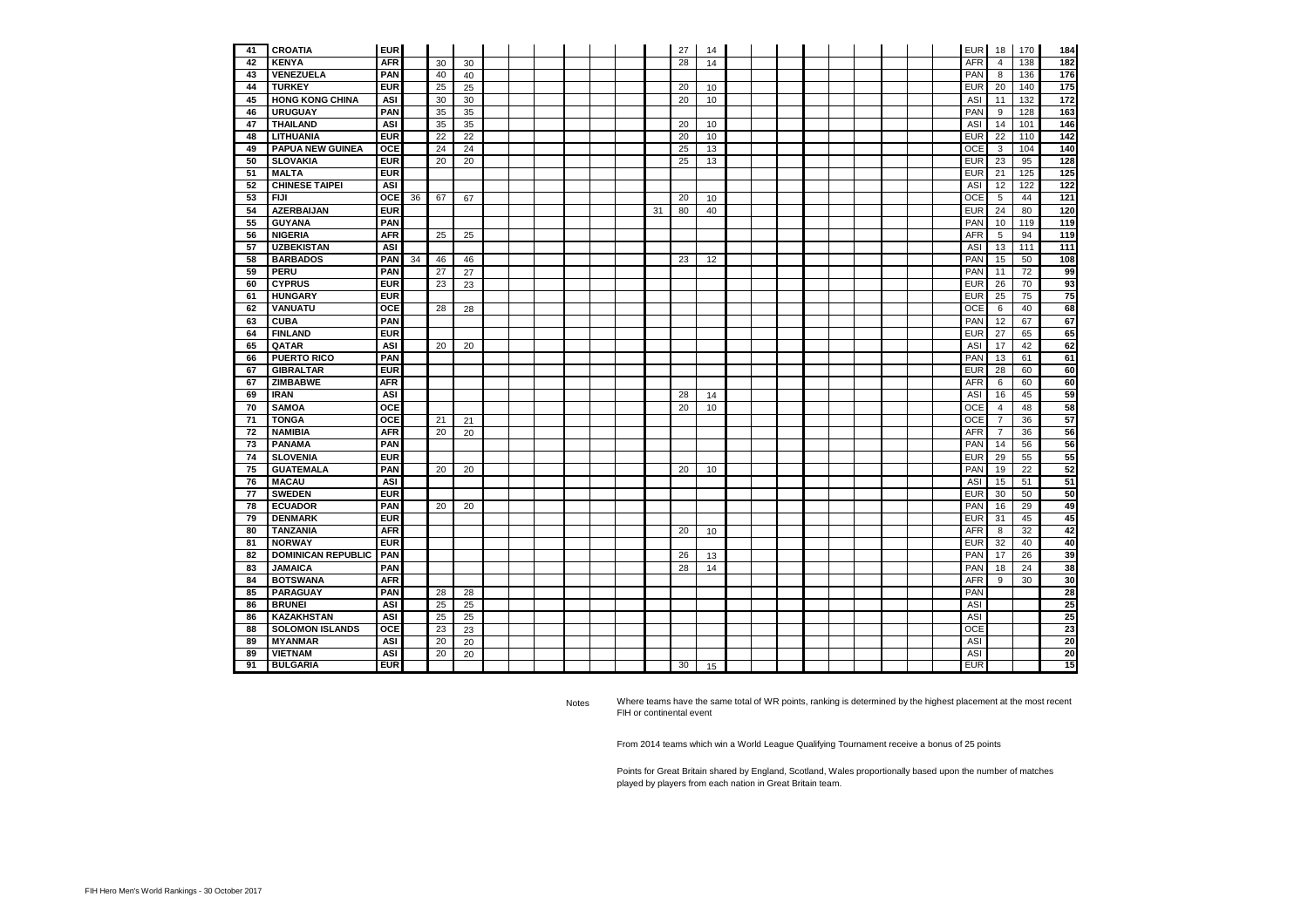| | | | | | | | | | | | | | | | | | | | | | | | | | | | |
|---|---|---|---|---|---|---|---|---|---|---|---|---|---|---|---|---|---|---|---|---|---|---|---|---|---|---|---|
| 41 | CROATIA | EUR | | | | | | | | | | | 27 | 14 | | | | | | | | | | EUR | 18 | 170 | 184 |
| 42 | KENYA | AFR | | 30 | 30 | | | | | | | | 28 | 14 | | | | | | | | | | AFR | 4 | 138 | 182 |
| 43 | VENEZUELA | PAN | | 40 | 40 | | | | | | | | | | | | | | | | | | | PAN | 8 | 136 | 176 |
| 44 | TURKEY | EUR | | 25 | 25 | | | | | | | | 20 | 10 | | | | | | | | | | EUR | 20 | 140 | 175 |
| 45 | HONG KONG CHINA | ASI | | 30 | 30 | | | | | | | | 20 | 10 | | | | | | | | | | ASI | 11 | 132 | 172 |
| 46 | URUGUAY | PAN | | 35 | 35 | | | | | | | | | | | | | | | | | | | PAN | 9 | 128 | 163 |
| 47 | THAILAND | ASI | | 35 | 35 | | | | | | | | 20 | 10 | | | | | | | | | | ASI | 14 | 101 | 146 |
| 48 | LITHUANIA | EUR | | 22 | 22 | | | | | | | | 20 | 10 | | | | | | | | | | EUR | 22 | 110 | 142 |
| 49 | PAPUA NEW GUINEA | OCE | | 24 | 24 | | | | | | | | 25 | 13 | | | | | | | | | | OCE | 3 | 104 | 140 |
| 50 | SLOVAKIA | EUR | | 20 | 20 | | | | | | | | 25 | 13 | | | | | | | | | | EUR | 23 | 95 | 128 |
| 51 | MALTA | EUR | | | | | | | | | | | | | | | | | | | | | | EUR | 21 | 125 | 125 |
| 52 | CHINESE TAIPEI | ASI | | | | | | | | | | | | | | | | | | | | | | ASI | 12 | 122 | 122 |
| 53 | FIJI | OCE | 36 | 67 | 67 | | | | | | | | 20 | 10 | | | | | | | | | | OCE | 5 | 44 | 121 |
| 54 | AZERBAIJAN | EUR | | | | | | | | | | 31 | 80 | 40 | | | | | | | | | | EUR | 24 | 80 | 120 |
| 55 | GUYANA | PAN | | | | | | | | | | | | | | | | | | | | | | PAN | 10 | 119 | 119 |
| 56 | NIGERIA | AFR | | 25 | 25 | | | | | | | | | | | | | | | | | | | AFR | 5 | 94 | 119 |
| 57 | UZBEKISTAN | ASI | | | | | | | | | | | | | | | | | | | | | | ASI | 13 | 111 | 111 |
| 58 | BARBADOS | PAN | 34 | 46 | 46 | | | | | | | | 23 | 12 | | | | | | | | | | PAN | 15 | 50 | 108 |
| 59 | PERU | PAN | | 27 | 27 | | | | | | | | | | | | | | | | | | | PAN | 11 | 72 | 99 |
| 60 | CYPRUS | EUR | | 23 | 23 | | | | | | | | | | | | | | | | | | | EUR | 26 | 70 | 93 |
| 61 | HUNGARY | EUR | | | | | | | | | | | | | | | | | | | | | | EUR | 25 | 75 | 75 |
| 62 | VANUATU | OCE | | 28 | 28 | | | | | | | | | | | | | | | | | | | OCE | 6 | 40 | 68 |
| 63 | CUBA | PAN | | | | | | | | | | | | | | | | | | | | | | PAN | 12 | 67 | 67 |
| 64 | FINLAND | EUR | | | | | | | | | | | | | | | | | | | | | | EUR | 27 | 65 | 65 |
| 65 | QATAR | ASI | | 20 | 20 | | | | | | | | | | | | | | | | | | | ASI | 17 | 42 | 62 |
| 66 | PUERTO RICO | PAN | | | | | | | | | | | | | | | | | | | | | | PAN | 13 | 61 | 61 |
| 67 | GIBRALTAR | EUR | | | | | | | | | | | | | | | | | | | | | | EUR | 28 | 60 | 60 |
| 67 | ZIMBABWE | AFR | | | | | | | | | | | | | | | | | | | | | | AFR | 6 | 60 | 60 |
| 69 | IRAN | ASI | | | | | | | | | | | 28 | 14 | | | | | | | | | | ASI | 16 | 45 | 59 |
| 70 | SAMOA | OCE | | | | | | | | | | | 20 | 10 | | | | | | | | | | OCE | 4 | 48 | 58 |
| 71 | TONGA | OCE | | 21 | 21 | | | | | | | | | | | | | | | | | | | OCE | 7 | 36 | 57 |
| 72 | NAMIBIA | AFR | | 20 | 20 | | | | | | | | | | | | | | | | | | | AFR | 7 | 36 | 56 |
| 73 | PANAMA | PAN | | | | | | | | | | | | | | | | | | | | | | PAN | 14 | 56 | 56 |
| 74 | SLOVENIA | EUR | | | | | | | | | | | | | | | | | | | | | | EUR | 29 | 55 | 55 |
| 75 | GUATEMALA | PAN | | 20 | 20 | | | | | | | | 20 | 10 | | | | | | | | | | PAN | 19 | 22 | 52 |
| 76 | MACAU | ASI | | | | | | | | | | | | | | | | | | | | | | ASI | 15 | 51 | 51 |
| 77 | SWEDEN | EUR | | | | | | | | | | | | | | | | | | | | | | EUR | 30 | 50 | 50 |
| 78 | ECUADOR | PAN | | 20 | 20 | | | | | | | | | | | | | | | | | | | PAN | 16 | 29 | 49 |
| 79 | DENMARK | EUR | | | | | | | | | | | | | | | | | | | | | | EUR | 31 | 45 | 45 |
| 80 | TANZANIA | AFR | | | | | | | | | | | 20 | 10 | | | | | | | | | | AFR | 8 | 32 | 42 |
| 81 | NORWAY | EUR | | | | | | | | | | | | | | | | | | | | | | EUR | 32 | 40 | 40 |
| 82 | DOMINICAN REPUBLIC | PAN | | | | | | | | | | | 26 | 13 | | | | | | | | | | PAN | 17 | 26 | 39 |
| 83 | JAMAICA | PAN | | | | | | | | | | | 28 | 14 | | | | | | | | | | PAN | 18 | 24 | 38 |
| 84 | BOTSWANA | AFR | | | | | | | | | | | | | | | | | | | | | | AFR | 9 | 30 | 30 |
| 85 | PARAGUAY | PAN | | 28 | 28 | | | | | | | | | | | | | | | | | | | PAN | | | 28 |
| 86 | BRUNEI | ASI | | 25 | 25 | | | | | | | | | | | | | | | | | | | ASI | | | 25 |
| 86 | KAZAKHSTAN | ASI | | 25 | 25 | | | | | | | | | | | | | | | | | | | ASI | | | 25 |
| 88 | SOLOMON ISLANDS | OCE | | 23 | 23 | | | | | | | | | | | | | | | | | | | OCE | | | 23 |
| 89 | MYANMAR | ASI | | 20 | 20 | | | | | | | | | | | | | | | | | | | ASI | | | 20 |
| 89 | VIETNAM | ASI | | 20 | 20 | | | | | | | | | | | | | | | | | | | ASI | | | 20 |
| 91 | BULGARIA | EUR | | | | | | | | | | | 30 | 15 | | | | | | | | | | EUR | | | 15 |

Notes

Where teams have the same total of WR points, ranking is determined by the highest placement at the most recent FIH or continental event

From 2014 teams which win a World League Qualifying Tournament receive a bonus of 25 points

Points for Great Britain shared by England, Scotland, Wales proportionally based upon the number of matches played by players from each nation in Great Britain team.

FIH Hero Men's World Rankings - 30 October 2017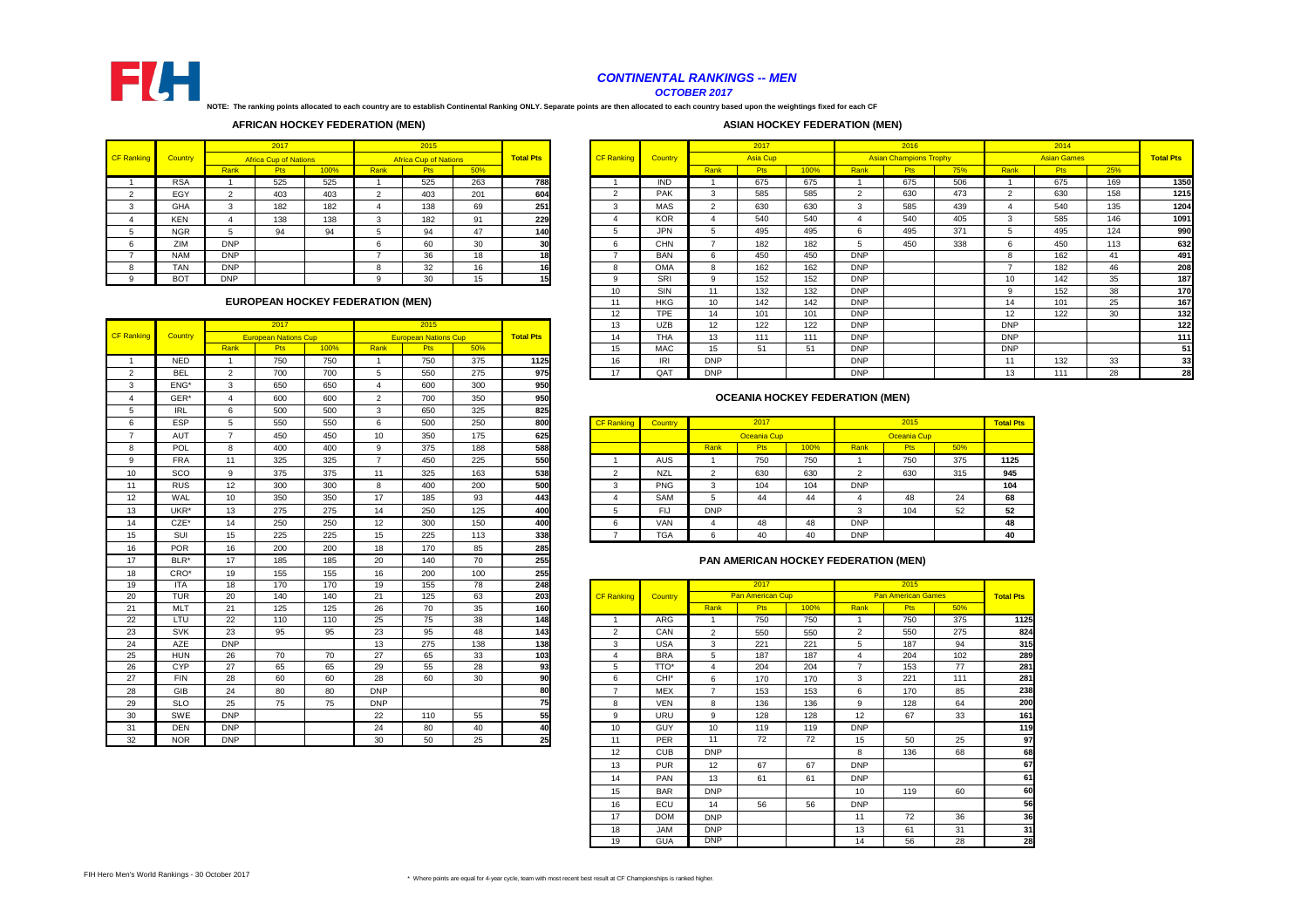# CONTINENTAL RANKINGS -- MEN

*OCTOBER 2017*

**NOTE: The ranking points allocated to each country are to establish Continental Ranking ONLY. Separate points are then allocated to each country based upon the weightings fixed for each CF**

## AFRICAN HOCKEY FEDERATION (MEN)

| CF Ranking | Country | 2017 | | | 2015 | | | Total Pts |
|---|---|---|---|---|---|---|---|---|
| | | Africa Cup of Nations | | | Africa Cup of Nations | | | |
| | | Rank | Pts | 100% | Rank | Pts | 50% | |
| 1 | RSA | 1 | 525 | 525 | 1 | 525 | 263 | 788 |
| 2 | EGY | 2 | 403 | 403 | 2 | 403 | 201 | 604 |
| 3 | GHA | 3 | 182 | 182 | 4 | 138 | 69 | 251 |
| 4 | KEN | 4 | 138 | 138 | 3 | 182 | 91 | 229 |
| 5 | NGR | 5 | 94 | 94 | 5 | 94 | 47 | 140 |
| 6 | ZIM | DNP | | | 6 | 60 | 30 | 30 |
| 7 | NAM | DNP | | | 7 | 36 | 18 | 18 |
| 8 | TAN | DNP | | | 8 | 32 | 16 | 16 |
| 9 | BOT | DNP | | | 9 | 30 | 15 | 15 |

## EUROPEAN HOCKEY FEDERATION (MEN)

| CF Ranking | Country | 2017 | | | 2015 | | | Total Pts |
|---|---|---|---|---|---|---|---|---|
| | | European Nations Cup | | | European Nations Cup | | | |
| | | Rank | Pts | 100% | Rank | Pts | 50% | |
| 1 | NED | 1 | 750 | 750 | 1 | 750 | 375 | 1125 |
| 2 | BEL | 2 | 700 | 700 | 5 | 550 | 275 | 975 |
| 3 | ENG* | 3 | 650 | 650 | 4 | 600 | 300 | 950 |
| 4 | GER* | 4 | 600 | 600 | 2 | 700 | 350 | 950 |
| 5 | IRL | 6 | 500 | 500 | 3 | 650 | 325 | 825 |
| 6 | ESP | 5 | 550 | 550 | 6 | 500 | 250 | 800 |
| 7 | AUT | 7 | 450 | 450 | 10 | 350 | 175 | 625 |
| 8 | POL | 8 | 400 | 400 | 9 | 375 | 188 | 588 |
| 9 | FRA | 11 | 325 | 325 | 7 | 450 | 225 | 550 |
| 10 | SCO | 9 | 375 | 375 | 11 | 325 | 163 | 538 |
| 11 | RUS | 12 | 300 | 300 | 8 | 400 | 200 | 500 |
| 12 | WAL | 10 | 350 | 350 | 17 | 185 | 93 | 443 |
| 13 | UKR* | 13 | 275 | 275 | 14 | 250 | 125 | 400 |
| 14 | CZE* | 14 | 250 | 250 | 12 | 300 | 150 | 400 |
| 15 | SUI | 15 | 225 | 225 | 15 | 225 | 113 | 338 |
| 16 | POR | 16 | 200 | 200 | 18 | 170 | 85 | 285 |
| 17 | BLR* | 17 | 185 | 185 | 20 | 140 | 70 | 255 |
| 18 | CRO* | 19 | 155 | 155 | 16 | 200 | 100 | 255 |
| 19 | ITA | 18 | 170 | 170 | 19 | 155 | 78 | 248 |
| 20 | TUR | 20 | 140 | 140 | 21 | 125 | 63 | 203 |
| 21 | MLT | 21 | 125 | 125 | 26 | 70 | 35 | 160 |
| 22 | LTU | 22 | 110 | 110 | 25 | 75 | 38 | 148 |
| 23 | SVK | 23 | 95 | 95 | 23 | 95 | 48 | 143 |
| 24 | AZE | DNP | | | 13 | 275 | 138 | 138 |
| 25 | HUN | 26 | 70 | 70 | 27 | 65 | 33 | 103 |
| 26 | CYP | 27 | 65 | 65 | 29 | 55 | 28 | 93 |
| 27 | FIN | 28 | 60 | 60 | 28 | 60 | 30 | 90 |
| 28 | GIB | 24 | 80 | 80 | DNP | | | 80 |
| 29 | SLO | 25 | 75 | 75 | DNP | | | 75 |
| 30 | SWE | DNP | | | 22 | 110 | 55 | 55 |
| 31 | DEN | DNP | | | 24 | 80 | 40 | 40 |
| 32 | NOR | DNP | | | 30 | 50 | 25 | 25 |

## ASIAN HOCKEY FEDERATION (MEN)

| CF Ranking | Country | 2017 | | | 2016 | | | 2014 | | | Total Pts |
|---|---|---|---|---|---|---|---|---|---|---|---|
| | | Asia Cup | | | Asian Champions Trophy | | | Asian Games | | | |
| | | Rank | Pts | 100% | Rank | Pts | 75% | Rank | Pts | 25% | |
| 1 | IND | 1 | 675 | 675 | 1 | 675 | 506 | 1 | 675 | 169 | 1350 |
| 2 | PAK | 3 | 585 | 585 | 2 | 630 | 473 | 2 | 630 | 158 | 1215 |
| 3 | MAS | 2 | 630 | 630 | 3 | 585 | 439 | 4 | 540 | 135 | 1204 |
| 4 | KOR | 4 | 540 | 540 | 4 | 540 | 405 | 3 | 585 | 146 | 1091 |
| 5 | JPN | 5 | 495 | 495 | 6 | 495 | 371 | 5 | 495 | 124 | 990 |
| 6 | CHN | 7 | 182 | 182 | 5 | 450 | 338 | 6 | 450 | 113 | 632 |
| 7 | BAN | 6 | 450 | 450 | DNP | | | 8 | 162 | 41 | 491 |
| 8 | OMA | 8 | 162 | 162 | DNP | | | 7 | 182 | 46 | 208 |
| 9 | SRI | 9 | 152 | 152 | DNP | | | 10 | 142 | 35 | 187 |
| 10 | SIN | 11 | 132 | 132 | DNP | | | 9 | 152 | 38 | 170 |
| 11 | HKG | 10 | 142 | 142 | DNP | | | 14 | 101 | 25 | 167 |
| 12 | TPE | 14 | 101 | 101 | DNP | | | 12 | 122 | 30 | 132 |
| 13 | UZB | 12 | 122 | 122 | DNP | | | DNP | | | 122 |
| 14 | THA | 13 | 111 | 111 | DNP | | | DNP | | | 111 |
| 15 | MAC | 15 | 51 | 51 | DNP | | | DNP | | | 51 |
| 16 | IRI | DNP | | | DNP | | | 11 | 132 | 33 | 33 |
| 17 | QAT | DNP | | | DNP | | | 13 | 111 | 28 | 28 |

## OCEANIA HOCKEY FEDERATION (MEN)

| CF Ranking | Country | 2017 | | | 2015 | | | Total Pts |
|---|---|---|---|---|---|---|---|---|
| | | Oceania Cup | | | Oceania Cup | | | |
| | | Rank | Pts | 100% | Rank | Pts | 50% | |
| 1 | AUS | 1 | 750 | 750 | 1 | 750 | 375 | 1125 |
| 2 | NZL | 2 | 630 | 630 | 2 | 630 | 315 | 945 |
| 3 | PNG | 3 | 104 | 104 | DNP | | | 104 |
| 4 | SAM | 5 | 44 | 44 | 4 | 48 | 24 | 68 |
| 5 | FIJ | DNP | | | 3 | 104 | 52 | 52 |
| 6 | VAN | 4 | 48 | 48 | DNP | | | 48 |
| 7 | TGA | 6 | 40 | 40 | DNP | | | 40 |

## PAN AMERICAN HOCKEY FEDERATION (MEN)

| CF Ranking | Country | 2017 | | | 2015 | | | Total Pts |
|---|---|---|---|---|---|---|---|---|
| | | Pan American Cup | | | Pan American Games | | | |
| | | Rank | Pts | 100% | Rank | Pts | 50% | |
| 1 | ARG | 1 | 750 | 750 | 1 | 750 | 375 | 1125 |
| 2 | CAN | 2 | 550 | 550 | 2 | 550 | 275 | 824 |
| 3 | USA | 3 | 221 | 221 | 5 | 187 | 94 | 315 |
| 4 | BRA | 5 | 187 | 187 | 4 | 204 | 102 | 289 |
| 5 | TTO* | 4 | 204 | 204 | 7 | 153 | 77 | 281 |
| 6 | CHI* | 6 | 170 | 170 | 3 | 221 | 111 | 281 |
| 7 | MEX | 7 | 153 | 153 | 6 | 170 | 85 | 238 |
| 8 | VEN | 8 | 136 | 136 | 9 | 128 | 64 | 200 |
| 9 | URU | 9 | 128 | 128 | 12 | 67 | 33 | 161 |
| 10 | GUY | 10 | 119 | 119 | DNP | | | 119 |
| 11 | PER | 11 | 72 | 72 | 15 | 50 | 25 | 97 |
| 12 | CUB | DNP | | | 8 | 136 | 68 | 68 |
| 13 | PUR | 12 | 67 | 67 | DNP | | | 67 |
| 14 | PAN | 13 | 61 | 61 | DNP | | | 61 |
| 15 | BAR | DNP | | | 10 | 119 | 60 | 60 |
| 16 | ECU | 14 | 56 | 56 | DNP | | | 56 |
| 17 | DOM | DNP | | | 11 | 72 | 36 | 36 |
| 18 | JAM | DNP | | | 13 | 61 | 31 | 31 |
| 19 | GUA | DNP | | | 14 | 56 | 28 | 28 |

\* Where points are equal for 4-year cycle, team with most recent best result at CF Championships is ranked higher.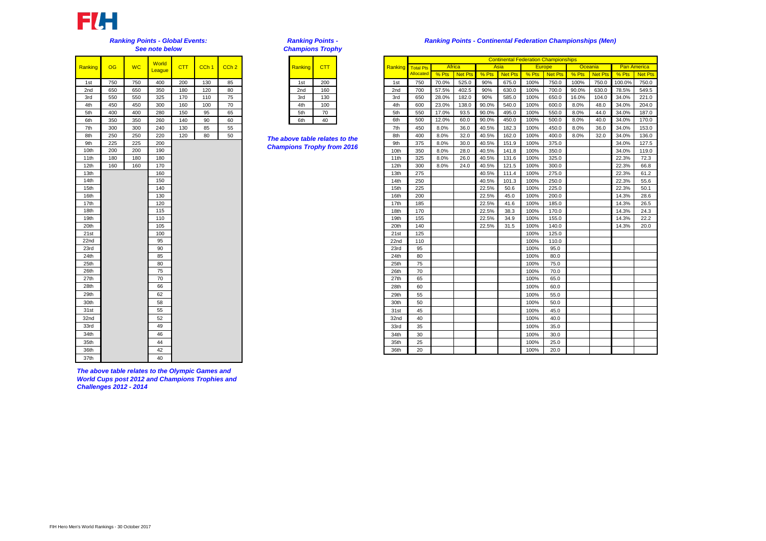### *Ranking Points - Global Events: See note below*

| Ranking | OG | WC | World League | CTT | CCh 1 | CCh 2 |
|---|---|---|---|---|---|---|
| 1st | 750 | 750 | 400 | 200 | 130 | 85 |
| 2nd | 650 | 650 | 350 | 180 | 120 | 80 |
| 3rd | 550 | 550 | 325 | 170 | 110 | 75 |
| 4th | 450 | 450 | 300 | 160 | 100 | 70 |
| 5th | 400 | 400 | 280 | 150 | 95 | 65 |
| 6th | 350 | 350 | 260 | 140 | 90 | 60 |
| 7th | 300 | 300 | 240 | 130 | 85 | 55 |
| 8th | 250 | 250 | 220 | 120 | 80 | 50 |
| 9th | 225 | 225 | 200 | | | |
| 10th | 200 | 200 | 190 | | | |
| 11th | 180 | 180 | 180 | | | |
| 12th | 160 | 160 | 170 | | | |
| 13th | | | 160 | | | |
| 14th | | | 150 | | | |
| 15th | | | 140 | | | |
| 16th | | | 130 | | | |
| 17th | | | 120 | | | |
| 18th | | | 115 | | | |
| 19th | | | 110 | | | |
| 20th | | | 105 | | | |
| 21st | | | 100 | | | |
| 22nd | | | 95 | | | |
| 23rd | | | 90 | | | |
| 24th | | | 85 | | | |
| 25th | | | 80 | | | |
| 26th | | | 75 | | | |
| 27th | | | 70 | | | |
| 28th | | | 66 | | | |
| 29th | | | 62 | | | |
| 30th | | | 58 | | | |
| 31st | | | 55 | | | |
| 32nd | | | 52 | | | |
| 33rd | | | 49 | | | |
| 34th | | | 46 | | | |
| 35th | | | 44 | | | |
| 36th | | | 42 | | | |
| 37th | | | 40 | | | |

***The above table relates to the Olympic Games and World Cups post 2012 and Champions Trophies and Challenges 2012 - 2014***

### *Ranking Points - Champions Trophy*

| Ranking | CTT |
|---|---|
| 1st | 200 |
| 2nd | 160 |
| 3rd | 130 |
| 4th | 100 |
| 5th | 70 |
| 6th | 40 |

***The above table relates to the Champions Trophy from 2016***

### *Ranking Points - Continental Federation Championships (Men)*

| | Continental Federation Championships | | | | | | | | | | | |
|---|---|---|---|---|---|---|---|---|---|---|---|---|
| Ranking | Total Pts Allocated | Africa | | Asia | | Europe | | Oceania | | Pan America | | |
| | | % Pts | Net Pts | % Pts | Net Pts | % Pts | Net Pts | % Pts | Net Pts | % Pts | Net Pts |
| 1st | 750 | 70.0% | 525.0 | 90% | 675.0 | 100% | 750.0 | 100% | 750.0 | 100.0% | 750.0 |
| 2nd | 700 | 57.5% | 402.5 | 90% | 630.0 | 100% | 700.0 | 90.0% | 630.0 | 78.5% | 549.5 |
| 3rd | 650 | 28.0% | 182.0 | 90% | 585.0 | 100% | 650.0 | 16.0% | 104.0 | 34.0% | 221.0 |
| 4th | 600 | 23.0% | 138.0 | 90.0% | 540.0 | 100% | 600.0 | 8.0% | 48.0 | 34.0% | 204.0 |
| 5th | 550 | 17.0% | 93.5 | 90.0% | 495.0 | 100% | 550.0 | 8.0% | 44.0 | 34.0% | 187.0 |
| 6th | 500 | 12.0% | 60.0 | 90.0% | 450.0 | 100% | 500.0 | 8.0% | 40.0 | 34.0% | 170.0 |
| 7th | 450 | 8.0% | 36.0 | 40.5% | 182.3 | 100% | 450.0 | 8.0% | 36.0 | 34.0% | 153.0 |
| 8th | 400 | 8.0% | 32.0 | 40.5% | 162.0 | 100% | 400.0 | 8.0% | 32.0 | 34.0% | 136.0 |
| 9th | 375 | 8.0% | 30.0 | 40.5% | 151.9 | 100% | 375.0 | | | 34.0% | 127.5 |
| 10th | 350 | 8.0% | 28.0 | 40.5% | 141.8 | 100% | 350.0 | | | 34.0% | 119.0 |
| 11th | 325 | 8.0% | 26.0 | 40.5% | 131.6 | 100% | 325.0 | | | 22.3% | 72.3 |
| 12th | 300 | 8.0% | 24.0 | 40.5% | 121.5 | 100% | 300.0 | | | 22.3% | 66.8 |
| 13th | 275 | | | 40.5% | 111.4 | 100% | 275.0 | | | 22.3% | 61.2 |
| 14th | 250 | | | 40.5% | 101.3 | 100% | 250.0 | | | 22.3% | 55.6 |
| 15th | 225 | | | 22.5% | 50.6 | 100% | 225.0 | | | 22.3% | 50.1 |
| 16th | 200 | | | 22.5% | 45.0 | 100% | 200.0 | | | 14.3% | 28.6 |
| 17th | 185 | | | 22.5% | 41.6 | 100% | 185.0 | | | 14.3% | 26.5 |
| 18th | 170 | | | 22.5% | 38.3 | 100% | 170.0 | | | 14.3% | 24.3 |
| 19th | 155 | | | 22.5% | 34.9 | 100% | 155.0 | | | 14.3% | 22.2 |
| 20th | 140 | | | 22.5% | 31.5 | 100% | 140.0 | | | 14.3% | 20.0 |
| 21st | 125 | | | | | 100% | 125.0 | | | | |
| 22nd | 110 | | | | | 100% | 110.0 | | | | |
| 23rd | 95 | | | | | 100% | 95.0 | | | | |
| 24th | 80 | | | | | 100% | 80.0 | | | | |
| 25th | 75 | | | | | 100% | 75.0 | | | | |
| 26th | 70 | | | | | 100% | 70.0 | | | | |
| 27th | 65 | | | | | 100% | 65.0 | | | | |
| 28th | 60 | | | | | 100% | 60.0 | | | | |
| 29th | 55 | | | | | 100% | 55.0 | | | | |
| 30th | 50 | | | | | 100% | 50.0 | | | | |
| 31st | 45 | | | | | 100% | 45.0 | | | | |
| 32nd | 40 | | | | | 100% | 40.0 | | | | |
| 33rd | 35 | | | | | 100% | 35.0 | | | | |
| 34th | 30 | | | | | 100% | 30.0 | | | | |
| 35th | 25 | | | | | 100% | 25.0 | | | | |
| 36th | 20 | | | | | 100% | 20.0 | | | | |